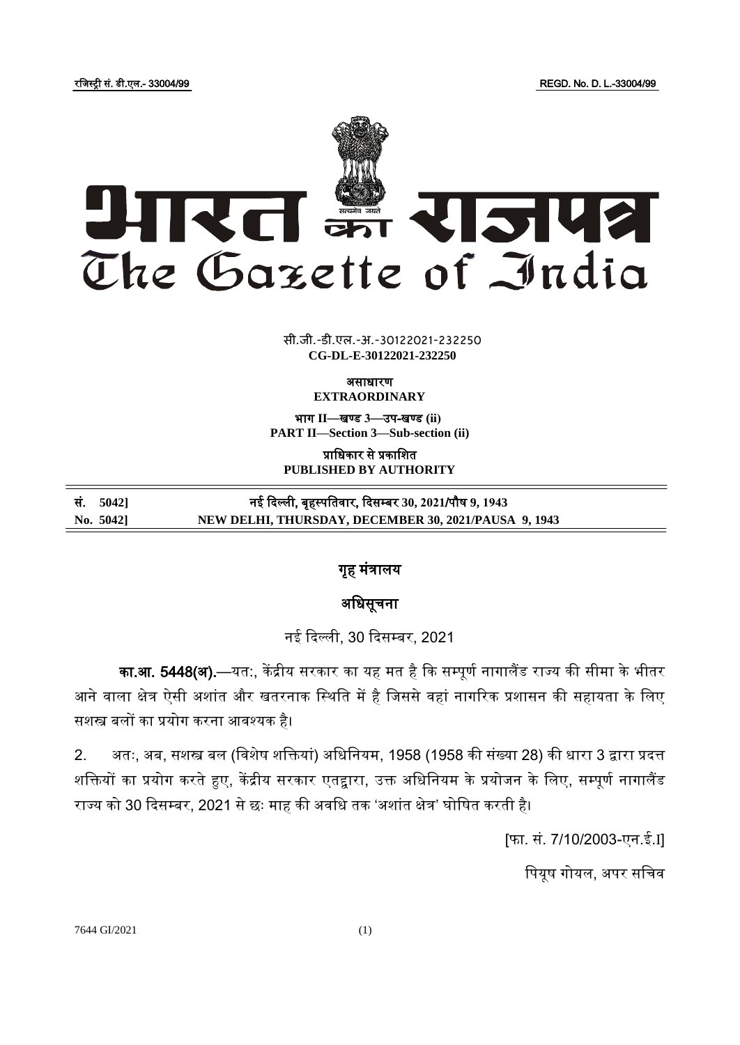रजिस्ट्री सं. डी.एल.- 33004/99 REGD. No. D. L.-33004/99

# भारत का राजपत्र
# The Gazette of India

सी.जी.-डी.एल.-अ.-30122021-232250
**CG-DL-E-30122021-232250**

असाधारण
**EXTRAORDINARY**

भाग II—खण्ड 3—उप-खण्ड (ii)
**PART II—Section 3—Sub-section (ii)**

प्राधिकार से प्रकाशित
**PUBLISHED BY AUTHORITY**

| सं. 5042] | नई दिल्ली, बृहस्पतिवार, दिसम्बर 30, 2021/पौष 9, 1943 |
|---|---|
| No. 5042] | NEW DELHI, THURSDAY, DECEMBER 30, 2021/PAUSA 9, 1943 |

## गृह मंत्रालय

## अधिसूचना

नई दिल्ली, 30 दिसम्बर, 2021

**का.आ. 5448(अ).**—यतः, केंद्रीय सरकार का यह मत है कि सम्पूर्ण नागालैंड राज्य की सीमा के भीतर आने वाला क्षेत्र ऐसी अशांत और खतरनाक स्थिति में है जिससे वहां नागरिक प्रशासन की सहायता के लिए सशस्त्र बलों का प्रयोग करना आवश्यक है।

2. अतः, अब, सशस्त्र बल (विशेष शक्तियां) अधिनियम, 1958 (1958 की संख्या 28) की धारा 3 द्वारा प्रदत्त शक्तियों का प्रयोग करते हुए, केंद्रीय सरकार एतद्वारा, उक्त अधिनियम के प्रयोजन के लिए, सम्पूर्ण नागालैंड राज्य को 30 दिसम्बर, 2021 से छः माह की अवधि तक 'अशांत क्षेत्र' घोषित करती है।

[फा. सं. 7/10/2003-एन.ई.I]

पियूष गोयल, अपर सचिव

7644 GI/2021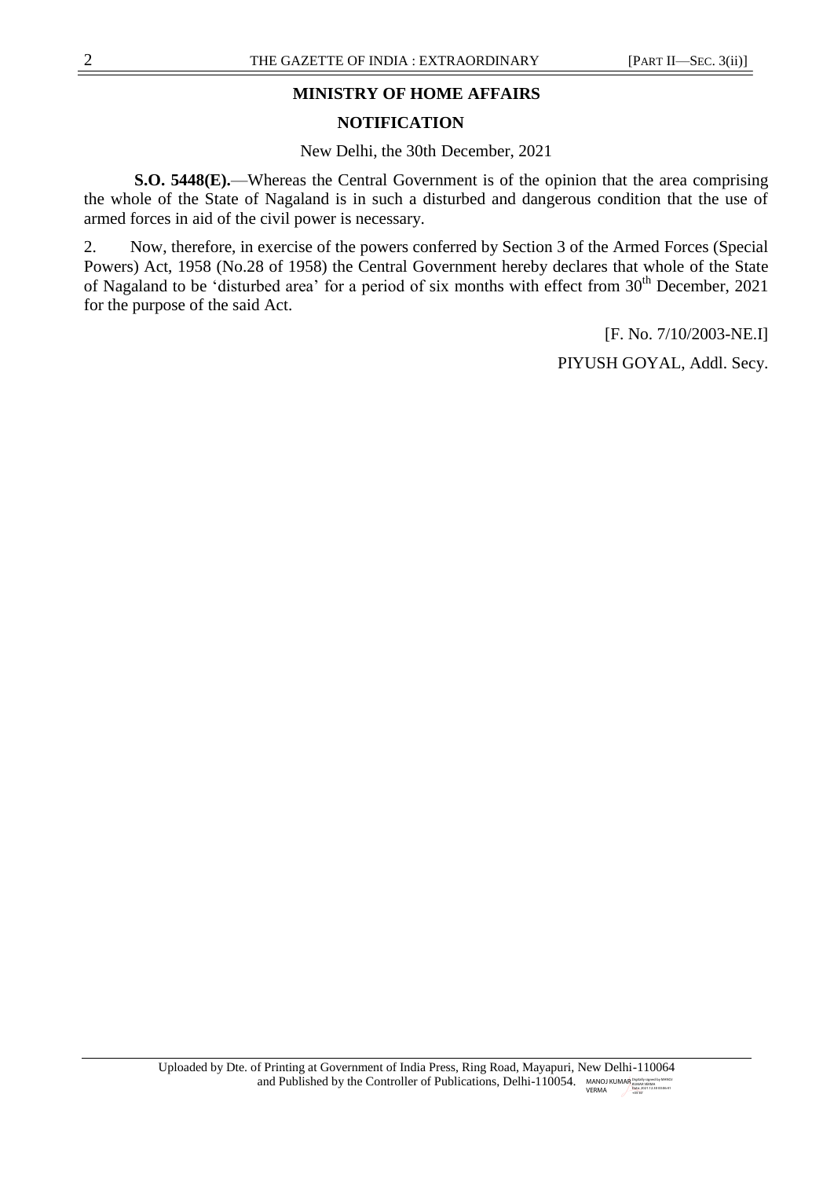## MINISTRY OF HOME AFFAIRS

## NOTIFICATION

New Delhi, the 30th December, 2021

**S.O. 5448(E).**—Whereas the Central Government is of the opinion that the area comprising the whole of the State of Nagaland is in such a disturbed and dangerous condition that the use of armed forces in aid of the civil power is necessary.

2. Now, therefore, in exercise of the powers conferred by Section 3 of the Armed Forces (Special Powers) Act, 1958 (No.28 of 1958) the Central Government hereby declares that whole of the State of Nagaland to be 'disturbed area' for a period of six months with effect from 30th December, 2021 for the purpose of the said Act.

[F. No. 7/10/2003-NE.I]

PIYUSH GOYAL, Addl. Secy.

Uploaded by Dte. of Printing at Government of India Press, Ring Road, Mayapuri, New Delhi-110064 and Published by the Controller of Publications, Delhi-110054.